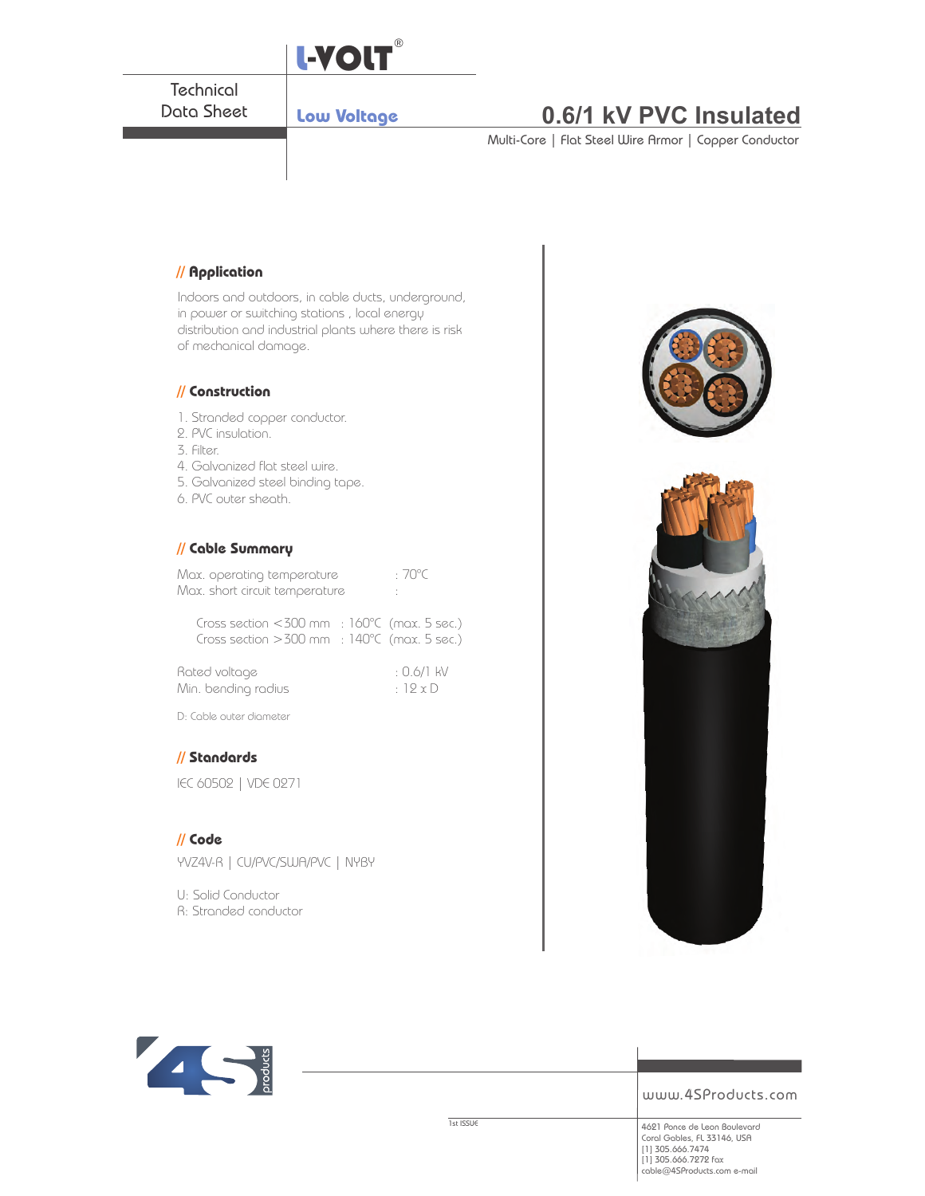L-VOLT®

Technical Data Sheet

Low Voltage

# 0.6/1 kV PVC Insulated

Multi-Core | Flat Steel Wire Armor | Copper Conductor

## // Application

Indoors and outdoors, in cable ducts, underground, in power or switching stations , local energy distribution and industrial plants where there is risk of mechanical damage.

## // Construction

1. Stranded copper conductor.
2. PVC insulation.
3. Filter.
4. Galvanized flat steel wire.
5. Galvanized steel binding tape.
6. PVC outer sheath.

## // Cable Summary

Max. operating temperature : 70°C
Max. short circuit temperature :

Cross section <300 mm : 160°C (max. 5 sec.)
Cross section >300 mm : 140°C (max. 5 sec.)

Rated voltage : 0.6/1 kV
Min. bending radius : 12 x D

D: Cable outer diameter

## // Standards

IEC 60502 | VDE 0271

## // Code

YVZ4V-R | CU/PVC/SWA/PVC | NYBY

U: Solid Conductor
R: Stranded conductor

1st ISSUE

www.4SProducts.com

4621 Ponce de Leon Boulevard
Coral Gables, FL 33146, USA
[1] 305.666.7474
[1] 305.666.7272 fax
cable@4SProducts.com e-mail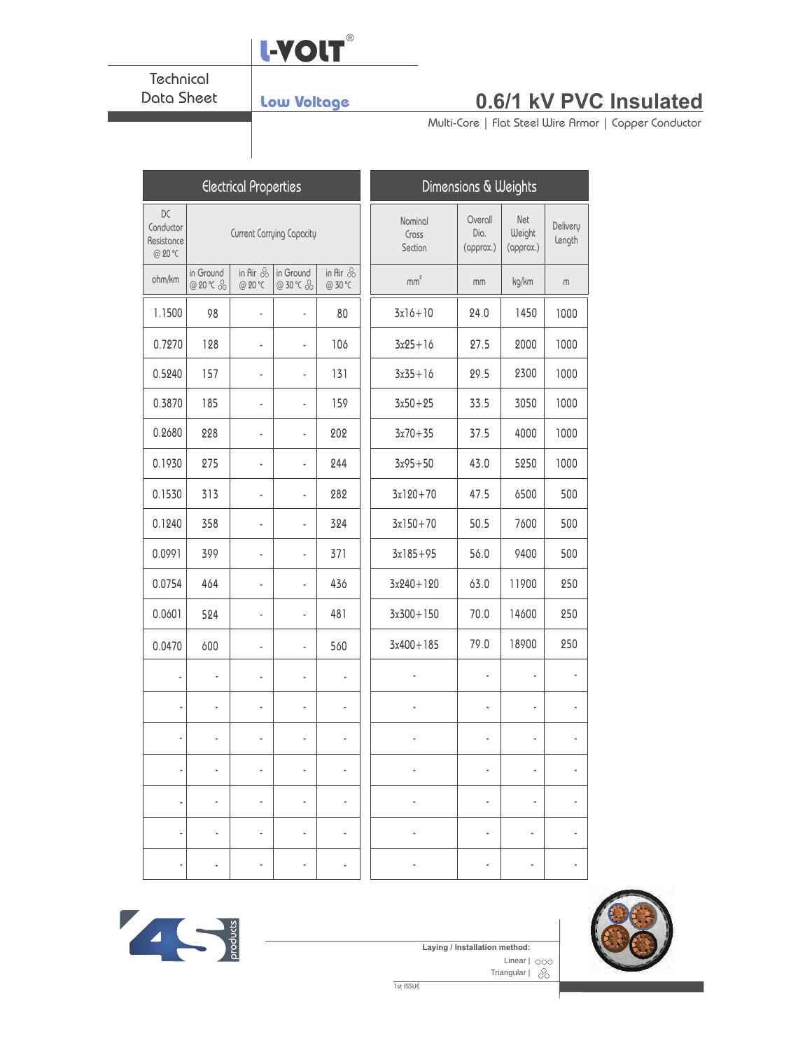Technical Data Sheet

L-VOLT®

**Low Voltage**

# 0.6/1 kV PVC Insulated

Multi-Core | Flat Steel Wire Armor | Copper Conductor

| Electrical Properties | | | | | Dimensions & Weights | | | |
|---|---|---|---|---|---|---|---|---|
| DC Conductor Resistance @ 20 °C | Current Carrying Capacity | | | | Nominal Cross Section | Overall Dia. (approx.) | Net Weight (approx.) | Delivery Length |
| ohm/km | in Ground @ 20 °C (triangular) | in Air (triangular) @ 20 °C | in Ground @ 30 °C (triangular) | in Air (triangular) @ 30 °C | $mm^2$ | mm | kg/km | m |
| 1.1500 | 98 | - | - | 80 | 3x16+10 | 24.0 | 1450 | 1000 |
| 0.7270 | 128 | - | - | 106 | 3x25+16 | 27.5 | 2000 | 1000 |
| 0.5240 | 157 | - | - | 131 | 3x35+16 | 29.5 | 2300 | 1000 |
| 0.3870 | 185 | - | - | 159 | 3x50+25 | 33.5 | 3050 | 1000 |
| 0.2680 | 228 | - | - | 202 | 3x70+35 | 37.5 | 4000 | 1000 |
| 0.1930 | 275 | - | - | 244 | 3x95+50 | 43.0 | 5250 | 1000 |
| 0.1530 | 313 | - | - | 282 | 3x120+70 | 47.5 | 6500 | 500 |
| 0.1240 | 358 | - | - | 324 | 3x150+70 | 50.5 | 7600 | 500 |
| 0.0991 | 399 | - | - | 371 | 3x185+95 | 56.0 | 9400 | 500 |
| 0.0754 | 464 | - | - | 436 | 3x240+120 | 63.0 | 11900 | 250 |
| 0.0601 | 524 | - | - | 481 | 3x300+150 | 70.0 | 14600 | 250 |
| 0.0470 | 600 | - | - | 560 | 3x400+185 | 79.0 | 18900 | 250 |
| - | - | - | - | - | - | - | - | - |
| - | - | - | - | - | - | - | - | - |
| - | - | - | - | - | - | - | - | - |
| - | - | - | - | - | - | - | - | - |
| - | - | - | - | - | - | - | - | - |
| - | - | - | - | - | - | - | - | - |
| - | - | - | - | - | - | - | - | - |

4S products

**Laying / Installation method:**

Linear | ○○○

Triangular | (triangular)

1st ISSUE